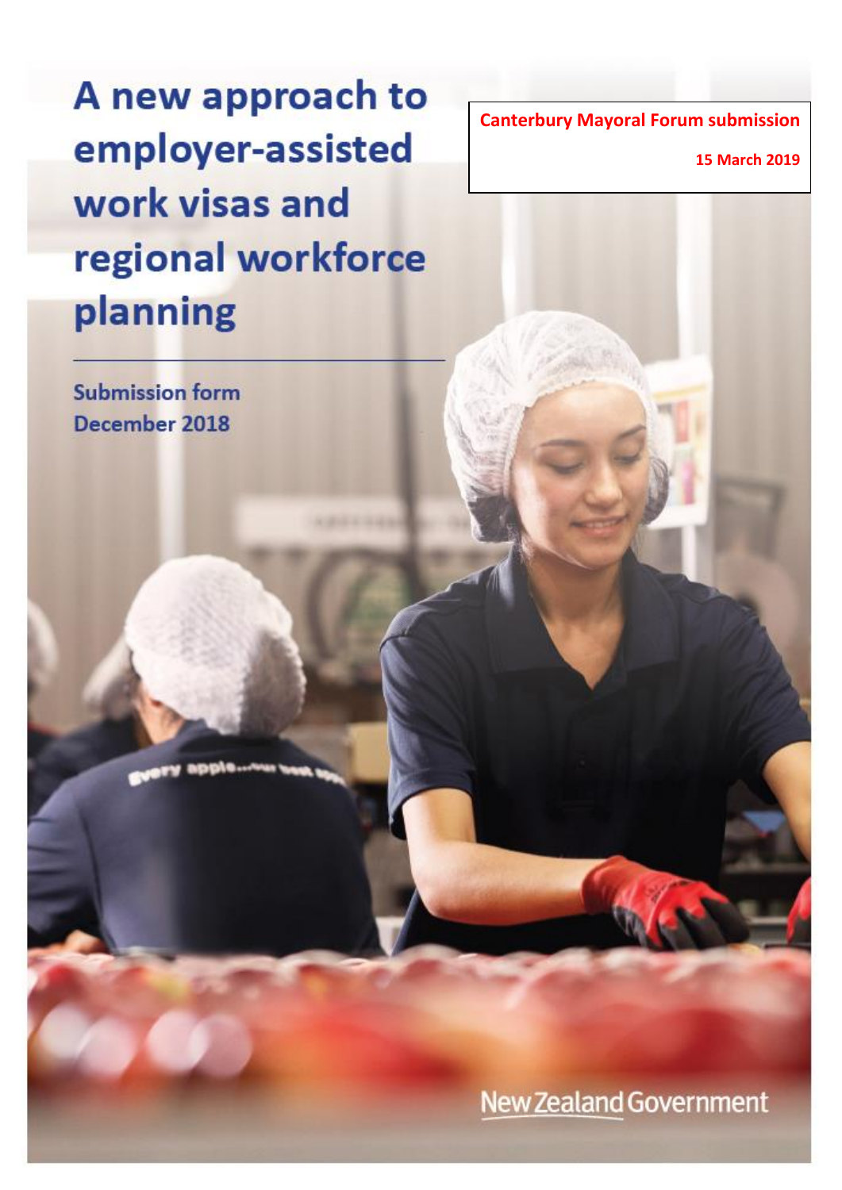# A new approach to employer-assisted work visas and regional workforce planning

**Submission form**
**December 2018**

**Canterbury Mayoral Forum submission**

**15 March 2019**

New Zealand Government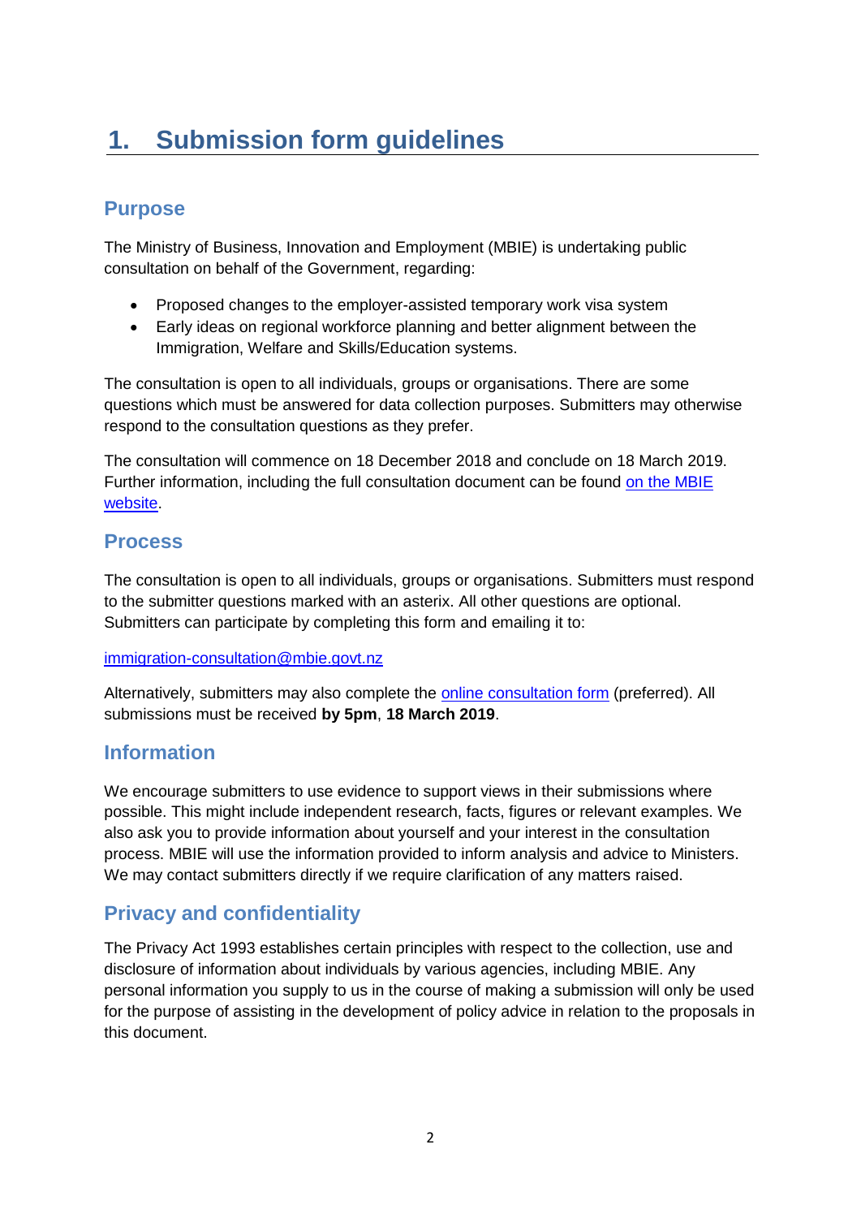# 1. Submission form guidelines

## Purpose

The Ministry of Business, Innovation and Employment (MBIE) is undertaking public consultation on behalf of the Government, regarding:

- Proposed changes to the employer-assisted temporary work visa system
- Early ideas on regional workforce planning and better alignment between the Immigration, Welfare and Skills/Education systems.

The consultation is open to all individuals, groups or organisations. There are some questions which must be answered for data collection purposes. Submitters may otherwise respond to the consultation questions as they prefer.

The consultation will commence on 18 December 2018 and conclude on 18 March 2019. Further information, including the full consultation document can be found on the MBIE website.

## Process

The consultation is open to all individuals, groups or organisations. Submitters must respond to the submitter questions marked with an asterix. All other questions are optional. Submitters can participate by completing this form and emailing it to:

immigration-consultation@mbie.govt.nz

Alternatively, submitters may also complete the online consultation form (preferred). All submissions must be received **by 5pm**, **18 March 2019**.

## Information

We encourage submitters to use evidence to support views in their submissions where possible. This might include independent research, facts, figures or relevant examples. We also ask you to provide information about yourself and your interest in the consultation process. MBIE will use the information provided to inform analysis and advice to Ministers. We may contact submitters directly if we require clarification of any matters raised.

## Privacy and confidentiality

The Privacy Act 1993 establishes certain principles with respect to the collection, use and disclosure of information about individuals by various agencies, including MBIE. Any personal information you supply to us in the course of making a submission will only be used for the purpose of assisting in the development of policy advice in relation to the proposals in this document.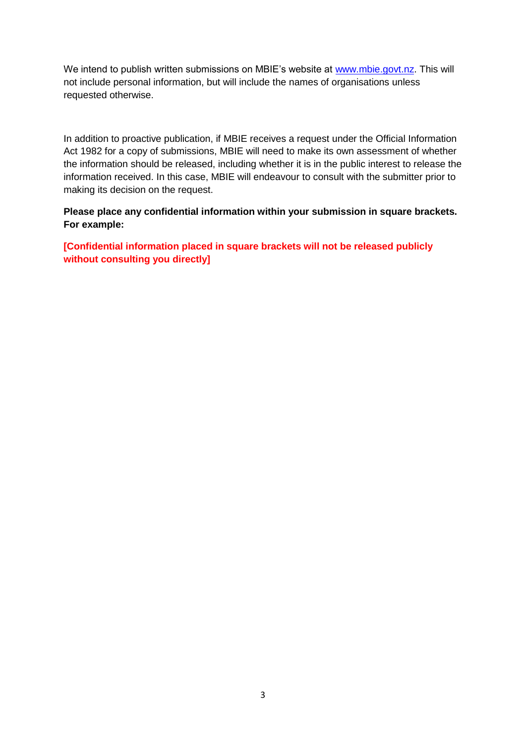We intend to publish written submissions on MBIE's website at [www.mbie.govt.nz](www.mbie.govt.nz). This will not include personal information, but will include the names of organisations unless requested otherwise.

In addition to proactive publication, if MBIE receives a request under the Official Information Act 1982 for a copy of submissions, MBIE will need to make its own assessment of whether the information should be released, including whether it is in the public interest to release the information received. In this case, MBIE will endeavour to consult with the submitter prior to making its decision on the request.

**Please place any confidential information within your submission in square brackets. For example:**

**[Confidential information placed in square brackets will not be released publicly without consulting you directly]**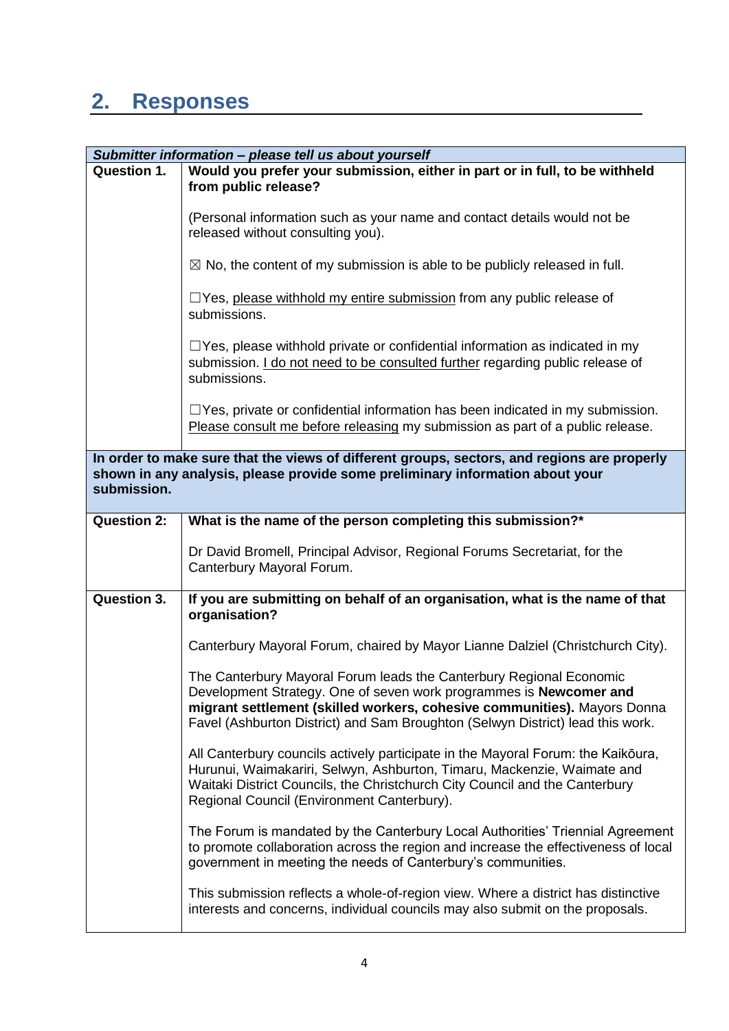## 2. Responses

| *Submitter information – please tell us about yourself* | |
|---|---|
| **Question 1.** | **Would you prefer your submission, either in part or in full, to be withheld from public release?**<br><br>(Personal information such as your name and contact details would not be released without consulting you).<br><br>☒ No, the content of my submission is able to be publicly released in full.<br><br>☐Yes, please withhold my entire submission from any public release of submissions.<br><br>☐Yes, please withhold private or confidential information as indicated in my submission. I do not need to be consulted further regarding public release of submissions.<br><br>☐Yes, private or confidential information has been indicated in my submission. Please consult me before releasing my submission as part of a public release. |
| **In order to make sure that the views of different groups, sectors, and regions are properly shown in any analysis, please provide some preliminary information about your submission.** | |
| **Question 2:** | **What is the name of the person completing this submission?***<br><br>Dr David Bromell, Principal Advisor, Regional Forums Secretariat, for the Canterbury Mayoral Forum. |
| **Question 3.** | **If you are submitting on behalf of an organisation, what is the name of that organisation?**<br><br>Canterbury Mayoral Forum, chaired by Mayor Lianne Dalziel (Christchurch City).<br><br>The Canterbury Mayoral Forum leads the Canterbury Regional Economic Development Strategy. One of seven work programmes is **Newcomer and migrant settlement (skilled workers, cohesive communities).** Mayors Donna Favel (Ashburton District) and Sam Broughton (Selwyn District) lead this work.<br><br>All Canterbury councils actively participate in the Mayoral Forum: the Kaikōura, Hurunui, Waimakariri, Selwyn, Ashburton, Timaru, Mackenzie, Waimate and Waitaki District Councils, the Christchurch City Council and the Canterbury Regional Council (Environment Canterbury).<br><br>The Forum is mandated by the Canterbury Local Authorities' Triennial Agreement to promote collaboration across the region and increase the effectiveness of local government in meeting the needs of Canterbury's communities.<br><br>This submission reflects a whole-of-region view. Where a district has distinctive interests and concerns, individual councils may also submit on the proposals. |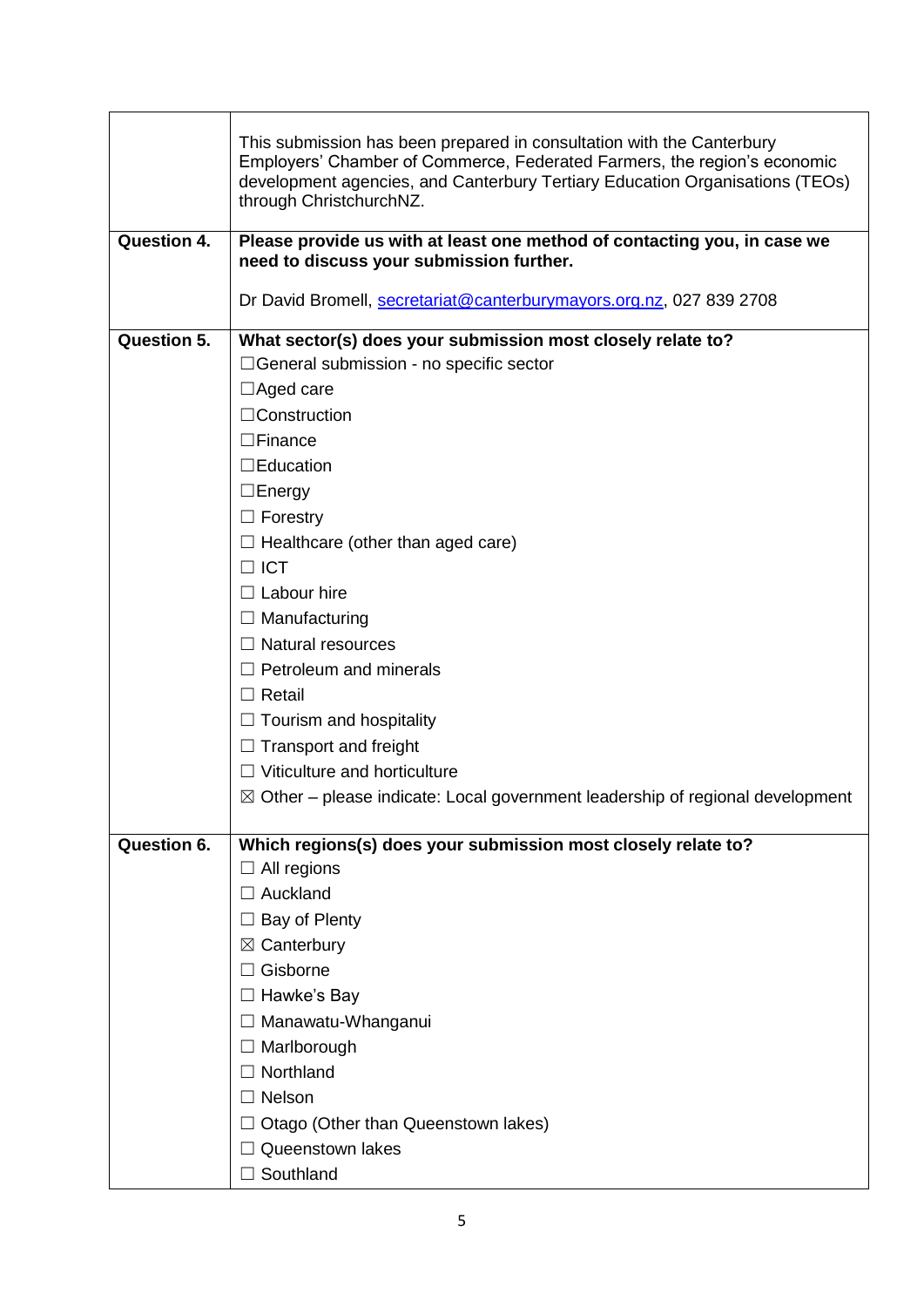| | |
|---|---|
| | This submission has been prepared in consultation with the Canterbury Employers' Chamber of Commerce, Federated Farmers, the region's economic development agencies, and Canterbury Tertiary Education Organisations (TEOs) through ChristchurchNZ. |
| **Question 4.** | **Please provide us with at least one method of contacting you, in case we need to discuss your submission further.**<br><br>Dr David Bromell, secretariat@canterburymayors.org.nz, 027 839 2708 |
| **Question 5.** | **What sector(s) does your submission most closely relate to?**<br>☐General submission - no specific sector<br>☐Aged care<br>☐Construction<br>☐Finance<br>☐Education<br>☐Energy<br>☐ Forestry<br>☐ Healthcare (other than aged care)<br>☐ ICT<br>☐ Labour hire<br>☐ Manufacturing<br>☐ Natural resources<br>☐ Petroleum and minerals<br>☐ Retail<br>☐ Tourism and hospitality<br>☐ Transport and freight<br>☐ Viticulture and horticulture<br>☒ Other – please indicate: Local government leadership of regional development |
| **Question 6.** | **Which regions(s) does your submission most closely relate to?**<br>☐ All regions<br>☐ Auckland<br>☐ Bay of Plenty<br>☒ Canterbury<br>☐ Gisborne<br>☐ Hawke's Bay<br>☐ Manawatu-Whanganui<br>☐ Marlborough<br>☐ Northland<br>☐ Nelson<br>☐ Otago (Other than Queenstown lakes)<br>☐ Queenstown lakes<br>☐ Southland |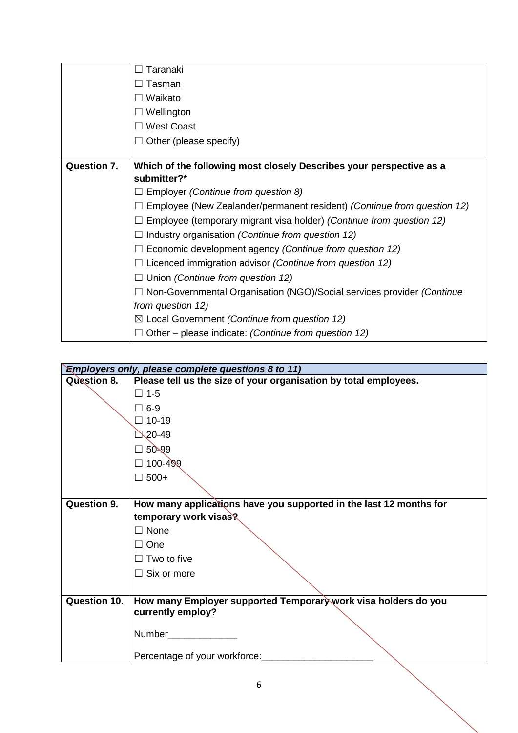|  |  |
| --- | --- |
|  | ☐ Taranaki<br>☐ Tasman<br>☐ Waikato<br>☐ Wellington<br>☐ West Coast<br>☐ Other (please specify) |
| **Question 7.** | **Which of the following most closely Describes your perspective as a submitter?***<br>☐ Employer *(Continue from question 8)*<br>☐ Employee (New Zealander/permanent resident) *(Continue from question 12)*<br>☐ Employee (temporary migrant visa holder) *(Continue from question 12)*<br>☐ Industry organisation *(Continue from question 12)*<br>☐ Economic development agency *(Continue from question 12)*<br>☐ Licenced immigration advisor *(Continue from question 12)*<br>☐ Union *(Continue from question 12)*<br>☐ Non-Governmental Organisation (NGO)/Social services provider *(Continue from question 12)*<br>☒ Local Government *(Continue from question 12)*<br>☐ Other – please indicate: *(Continue from question 12)* |

| ***Employers only, please complete questions 8 to 11)*** |  |
| --- | --- |
| **Question 8.** | **Please tell us the size of your organisation by total employees.**<br>☐ 1-5<br>☐ 6-9<br>☐ 10-19<br>☐ 20-49<br>☐ 50-99<br>☐ 100-499<br>☐ 500+ |
| **Question 9.** | **How many applications have you supported in the last 12 months for temporary work visas?**<br>☐ None<br>☐ One<br>☐ Two to five<br>☐ Six or more |
| **Question 10.** | **How many Employer supported Temporary work visa holders do you currently employ?**<br>Number_____________<br>Percentage of your workforce:_____________________ |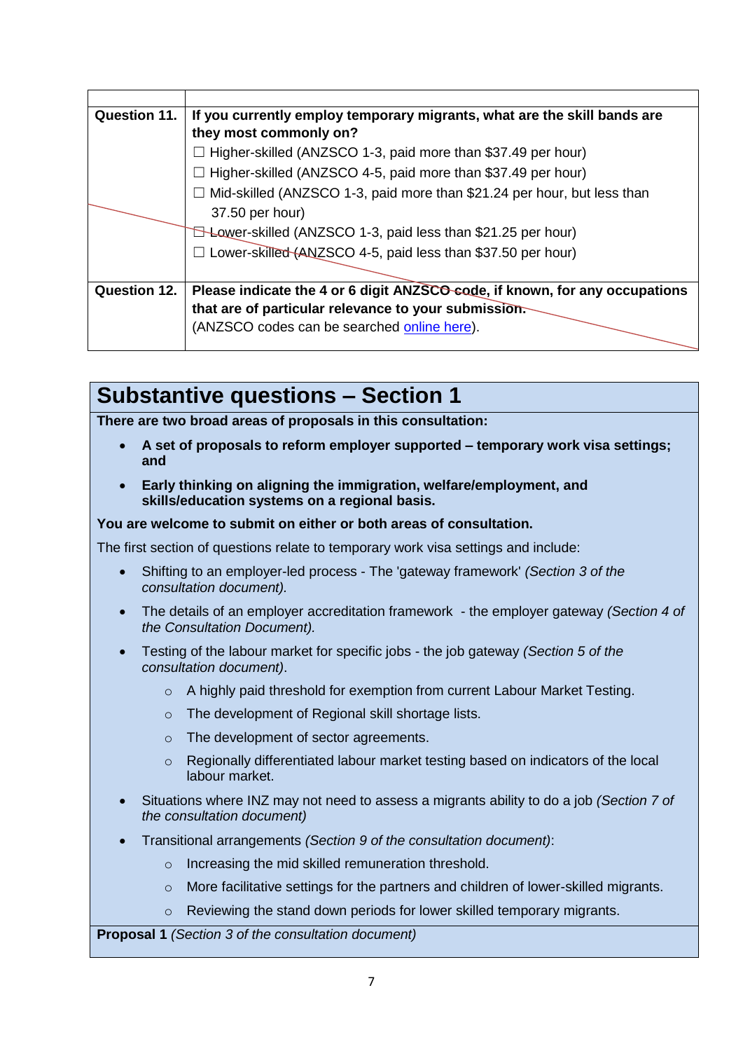| | |
|---|---|
| **Question 11.** | **If you currently employ temporary migrants, what are the skill bands are they most commonly on?**<br>☐ Higher-skilled (ANZSCO 1-3, paid more than $37.49 per hour)<br>☐ Higher-skilled (ANZSCO 4-5, paid more than $37.49 per hour)<br>☐ Mid-skilled (ANZSCO 1-3, paid more than $21.24 per hour, but less than 37.50 per hour)<br>☐ Lower-skilled (ANZSCO 1-3, paid less than $21.25 per hour)<br>☐ Lower-skilled (ANZSCO 4-5, paid less than $37.50 per hour) |
| **Question 12.** | **Please indicate the 4 or 6 digit ANZSCO code, if known, for any occupations that are of particular relevance to your submission.**<br>(ANZSCO codes can be searched online here). |

# Substantive questions – Section 1

**There are two broad areas of proposals in this consultation:**

- **A set of proposals to reform employer supported – temporary work visa settings; and**
- **Early thinking on aligning the immigration, welfare/employment, and skills/education systems on a regional basis.**

**You are welcome to submit on either or both areas of consultation.**

The first section of questions relate to temporary work visa settings and include:

- Shifting to an employer-led process - The 'gateway framework' *(Section 3 of the consultation document).*
- The details of an employer accreditation framework - the employer gateway *(Section 4 of the Consultation Document).*
- Testing of the labour market for specific jobs - the job gateway *(Section 5 of the consultation document)*.
  - A highly paid threshold for exemption from current Labour Market Testing.
  - The development of Regional skill shortage lists.
  - The development of sector agreements.
  - Regionally differentiated labour market testing based on indicators of the local labour market.
- Situations where INZ may not need to assess a migrants ability to do a job *(Section 7 of the consultation document)*
- Transitional arrangements *(Section 9 of the consultation document)*:
  - Increasing the mid skilled remuneration threshold.
  - More facilitative settings for the partners and children of lower-skilled migrants.
  - Reviewing the stand down periods for lower skilled temporary migrants.

**Proposal 1** *(Section 3 of the consultation document)*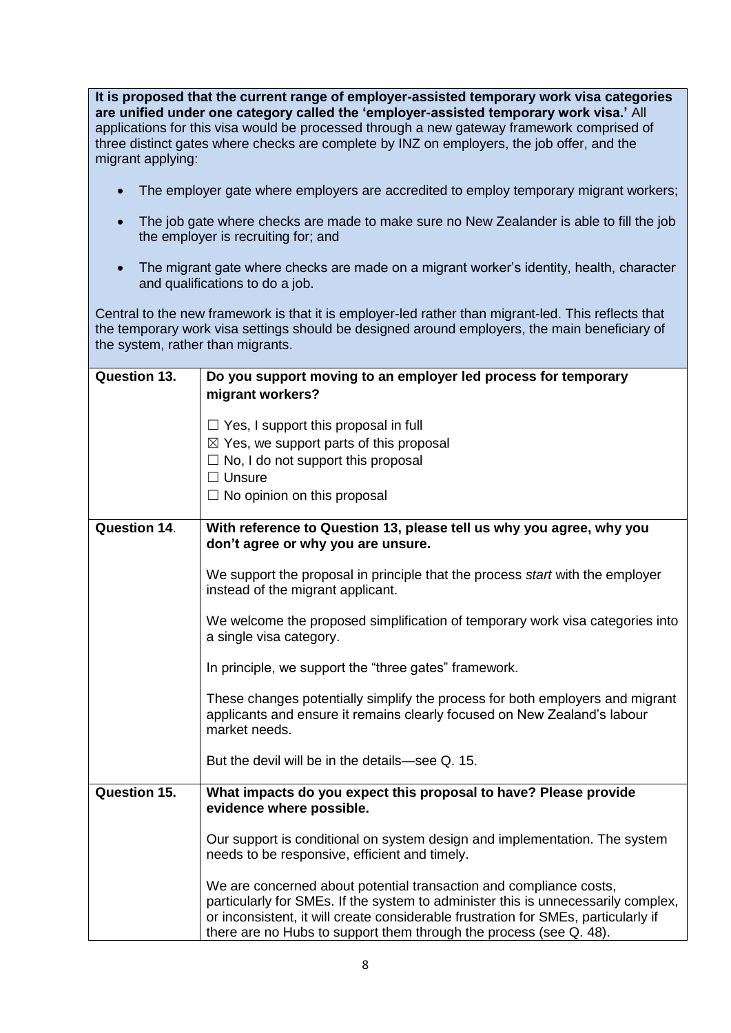**It is proposed that the current range of employer-assisted temporary work visa categories are unified under one category called the 'employer-assisted temporary work visa.'** All applications for this visa would be processed through a new gateway framework comprised of three distinct gates where checks are complete by INZ on employers, the job offer, and the migrant applying:

- The employer gate where employers are accredited to employ temporary migrant workers;
- The job gate where checks are made to make sure no New Zealander is able to fill the job the employer is recruiting for; and
- The migrant gate where checks are made on a migrant worker's identity, health, character and qualifications to do a job.

Central to the new framework is that it is employer-led rather than migrant-led. This reflects that the temporary work visa settings should be designed around employers, the main beneficiary of the system, rather than migrants.

| | |
|---|---|
| **Question 13.** | **Do you support moving to an employer led process for temporary migrant workers?**<br><br>☐ Yes, I support this proposal in full<br>☒ Yes, we support parts of this proposal<br>☐ No, I do not support this proposal<br>☐ Unsure<br>☐ No opinion on this proposal |
| **Question 14**. | **With reference to Question 13, please tell us why you agree, why you don't agree or why you are unsure.**<br><br>We support the proposal in principle that the process *start* with the employer instead of the migrant applicant.<br><br>We welcome the proposed simplification of temporary work visa categories into a single visa category.<br><br>In principle, we support the "three gates" framework.<br><br>These changes potentially simplify the process for both employers and migrant applicants and ensure it remains clearly focused on New Zealand's labour market needs.<br><br>But the devil will be in the details—see Q. 15. |
| **Question 15.** | **What impacts do you expect this proposal to have? Please provide evidence where possible.**<br><br>Our support is conditional on system design and implementation. The system needs to be responsive, efficient and timely.<br><br>We are concerned about potential transaction and compliance costs, particularly for SMEs. If the system to administer this is unnecessarily complex, or inconsistent, it will create considerable frustration for SMEs, particularly if there are no Hubs to support them through the process (see Q. 48). |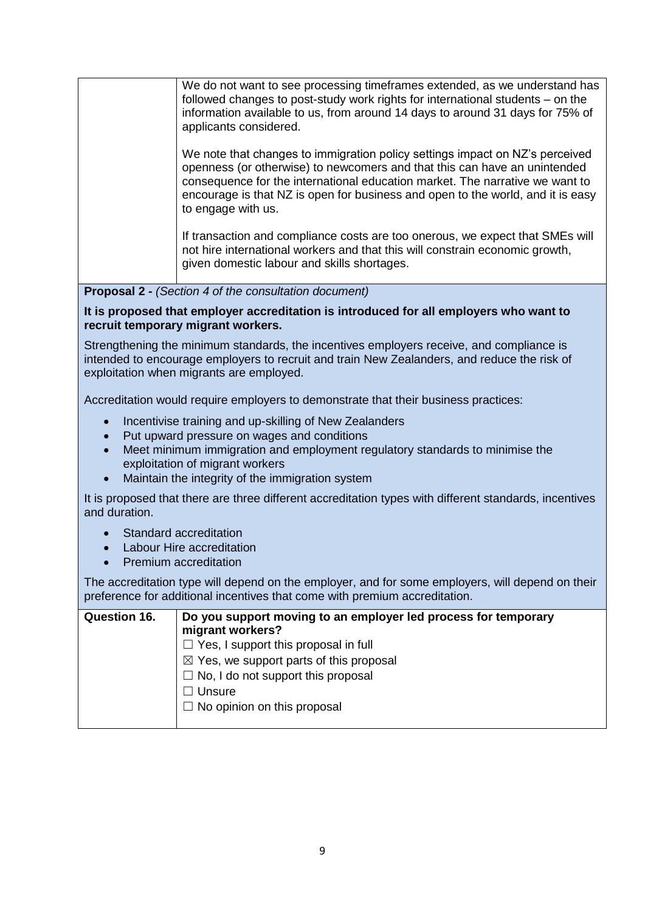| | |
|---|---|
| | We do not want to see processing timeframes extended, as we understand has followed changes to post-study work rights for international students – on the information available to us, from around 14 days to around 31 days for 75% of applicants considered.<br><br>We note that changes to immigration policy settings impact on NZ's perceived openness (or otherwise) to newcomers and that this can have an unintended consequence for the international education market. The narrative we want to encourage is that NZ is open for business and open to the world, and it is easy to engage with us.<br><br>If transaction and compliance costs are too onerous, we expect that SMEs will not hire international workers and that this will constrain economic growth, given domestic labour and skills shortages. |

**Proposal 2 -** *(Section 4 of the consultation document)*

**It is proposed that employer accreditation is introduced for all employers who want to recruit temporary migrant workers.**

Strengthening the minimum standards, the incentives employers receive, and compliance is intended to encourage employers to recruit and train New Zealanders, and reduce the risk of exploitation when migrants are employed.

Accreditation would require employers to demonstrate that their business practices:

- Incentivise training and up-skilling of New Zealanders
- Put upward pressure on wages and conditions
- Meet minimum immigration and employment regulatory standards to minimise the exploitation of migrant workers
- Maintain the integrity of the immigration system

It is proposed that there are three different accreditation types with different standards, incentives and duration.

- Standard accreditation
- Labour Hire accreditation
- Premium accreditation

The accreditation type will depend on the employer, and for some employers, will depend on their preference for additional incentives that come with premium accreditation.

| | |
|---|---|
| **Question 16.** | **Do you support moving to an employer led process for temporary migrant workers?**<br>☐ Yes, I support this proposal in full<br>☒ Yes, we support parts of this proposal<br>☐ No, I do not support this proposal<br>☐ Unsure<br>☐ No opinion on this proposal |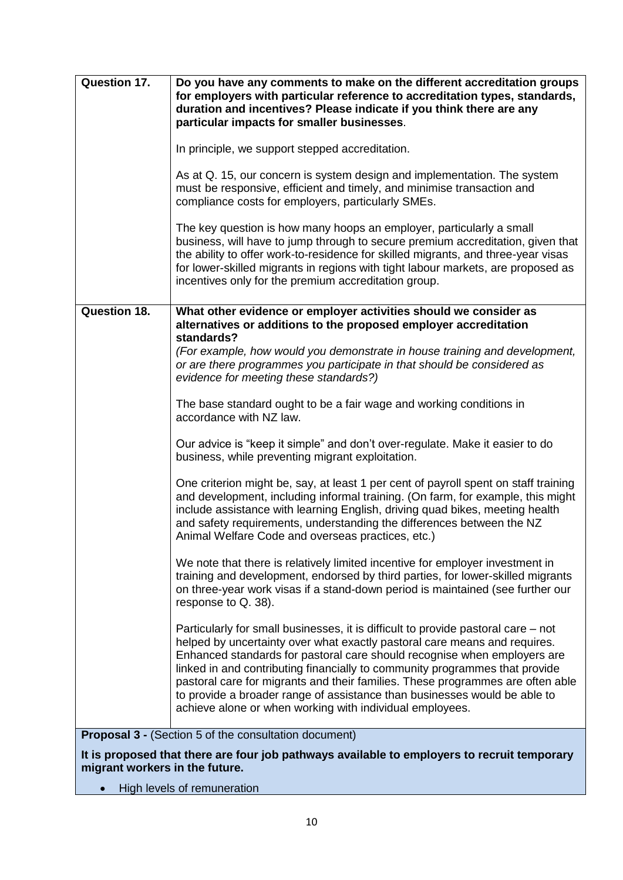| | |
|---|---|
| **Question 17.** | **Do you have any comments to make on the different accreditation groups for employers with particular reference to accreditation types, standards, duration and incentives? Please indicate if you think there are any particular impacts for smaller businesses**.<br><br>In principle, we support stepped accreditation.<br><br>As at Q. 15, our concern is system design and implementation. The system must be responsive, efficient and timely, and minimise transaction and compliance costs for employers, particularly SMEs.<br><br>The key question is how many hoops an employer, particularly a small business, will have to jump through to secure premium accreditation, given that the ability to offer work-to-residence for skilled migrants, and three-year visas for lower-skilled migrants in regions with tight labour markets, are proposed as incentives only for the premium accreditation group. |
| **Question 18.** | **What other evidence or employer activities should we consider as alternatives or additions to the proposed employer accreditation standards?**<br>*(For example, how would you demonstrate in house training and development, or are there programmes you participate in that should be considered as evidence for meeting these standards?)*<br><br>The base standard ought to be a fair wage and working conditions in accordance with NZ law.<br><br>Our advice is "keep it simple" and don't over-regulate. Make it easier to do business, while preventing migrant exploitation.<br><br>One criterion might be, say, at least 1 per cent of payroll spent on staff training and development, including informal training. (On farm, for example, this might include assistance with learning English, driving quad bikes, meeting health and safety requirements, understanding the differences between the NZ Animal Welfare Code and overseas practices, etc.)<br><br>We note that there is relatively limited incentive for employer investment in training and development, endorsed by third parties, for lower-skilled migrants on three-year work visas if a stand-down period is maintained (see further our response to Q. 38).<br><br>Particularly for small businesses, it is difficult to provide pastoral care – not helped by uncertainty over what exactly pastoral care means and requires. Enhanced standards for pastoral care should recognise when employers are linked in and contributing financially to community programmes that provide pastoral care for migrants and their families. These programmes are often able to provide a broader range of assistance than businesses would be able to achieve alone or when working with individual employees. |

**Proposal 3 -** (Section 5 of the consultation document)

**It is proposed that there are four job pathways available to employers to recruit temporary migrant workers in the future.**

- High levels of remuneration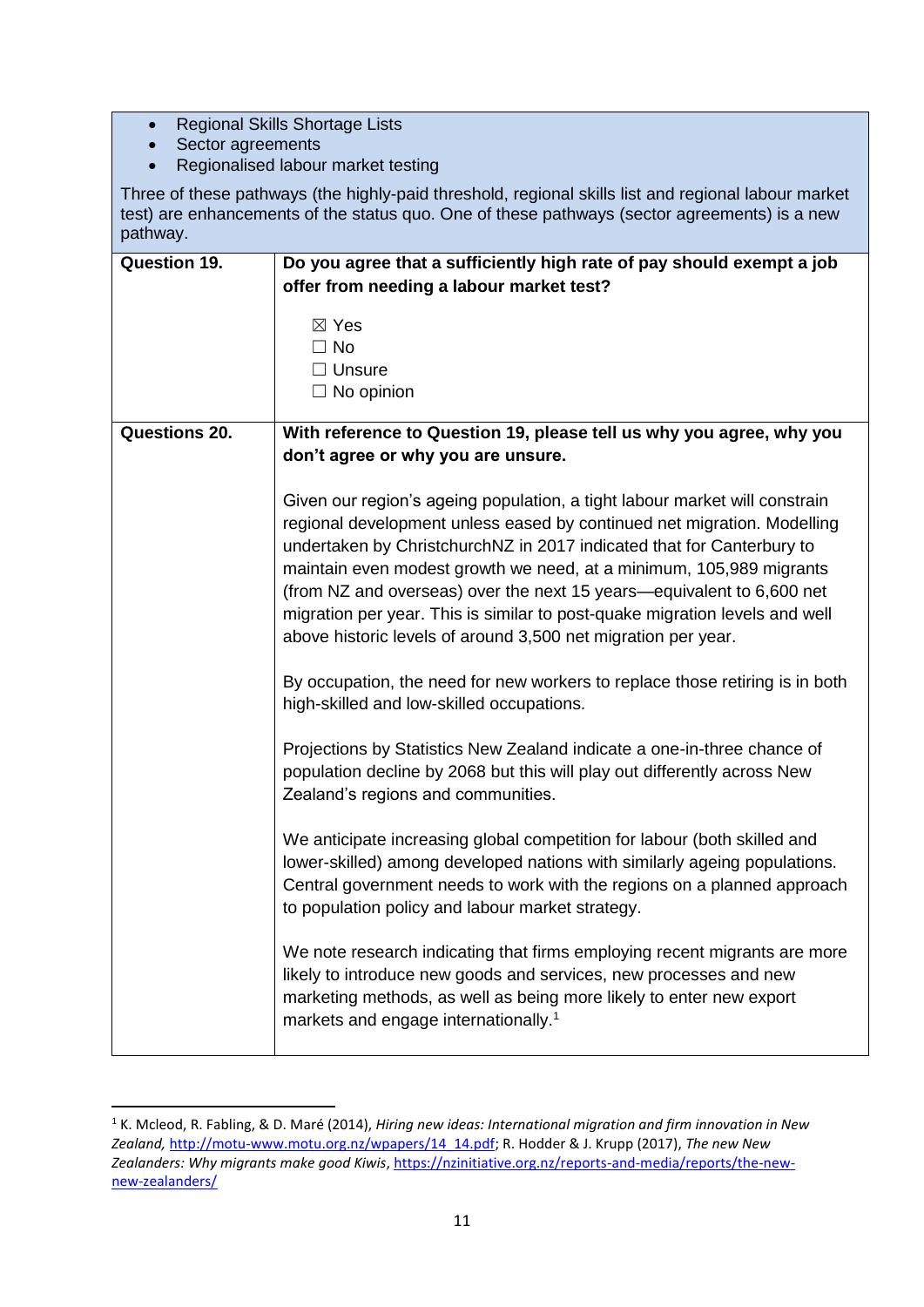- Regional Skills Shortage Lists
- Sector agreements
- Regionalised labour market testing

Three of these pathways (the highly-paid threshold, regional skills list and regional labour market test) are enhancements of the status quo. One of these pathways (sector agreements) is a new pathway.

| Question 19. | **Do you agree that a sufficiently high rate of pay should exempt a job offer from needing a labour market test?**<br><br>☒ Yes<br>☐ No<br>☐ Unsure<br>☐ No opinion |
|---|---|
| **Questions 20.** | **With reference to Question 19, please tell us why you agree, why you don't agree or why you are unsure.**<br><br>Given our region's ageing population, a tight labour market will constrain regional development unless eased by continued net migration. Modelling undertaken by ChristchurchNZ in 2017 indicated that for Canterbury to maintain even modest growth we need, at a minimum, 105,989 migrants (from NZ and overseas) over the next 15 years—equivalent to 6,600 net migration per year. This is similar to post-quake migration levels and well above historic levels of around 3,500 net migration per year.<br><br>By occupation, the need for new workers to replace those retiring is in both high-skilled and low-skilled occupations.<br><br>Projections by Statistics New Zealand indicate a one-in-three chance of population decline by 2068 but this will play out differently across New Zealand's regions and communities.<br><br>We anticipate increasing global competition for labour (both skilled and lower-skilled) among developed nations with similarly ageing populations. Central government needs to work with the regions on a planned approach to population policy and labour market strategy.<br><br>We note research indicating that firms employing recent migrants are more likely to introduce new goods and services, new processes and new marketing methods, as well as being more likely to enter new export markets and engage internationally.[1] |

[1] K. Mcleod, R. Fabling, & D. Maré (2014), *Hiring new ideas: International migration and firm innovation in New Zealand,* http://motu-www.motu.org.nz/wpapers/14_14.pdf; R. Hodder & J. Krupp (2017), *The new New Zealanders: Why migrants make good Kiwis*, https://nzinitiative.org.nz/reports-and-media/reports/the-new-new-zealanders/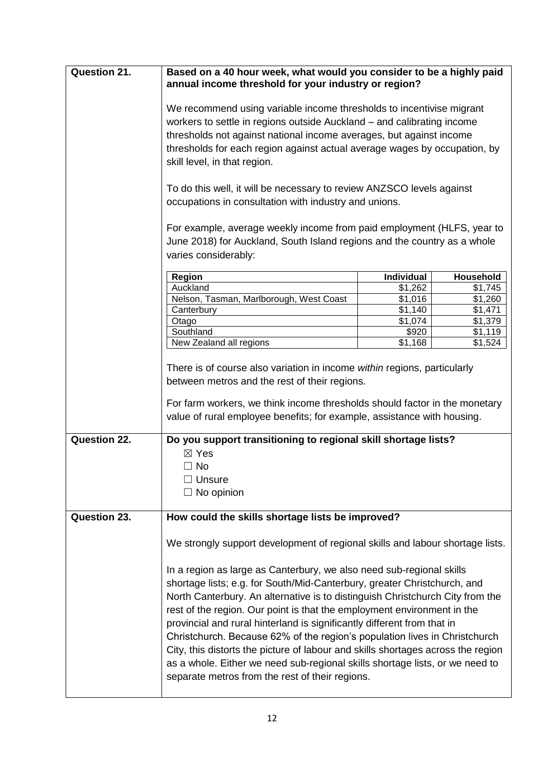**Question 21.**

**Based on a 40 hour week, what would you consider to be a highly paid annual income threshold for your industry or region?**

We recommend using variable income thresholds to incentivise migrant workers to settle in regions outside Auckland – and calibrating income thresholds not against national income averages, but against income thresholds for each region against actual average wages by occupation, by skill level, in that region.

To do this well, it will be necessary to review ANZSCO levels against occupations in consultation with industry and unions.

For example, average weekly income from paid employment (HLFS, year to June 2018) for Auckland, South Island regions and the country as a whole varies considerably:

| Region | Individual | Household |
|---|---|---|
| Auckland | $1,262 | $1,745 |
| Nelson, Tasman, Marlborough, West Coast | $1,016 | $1,260 |
| Canterbury | $1,140 | $1,471 |
| Otago | $1,074 | $1,379 |
| Southland | $920 | $1,119 |
| New Zealand all regions | $1,168 | $1,524 |

There is of course also variation in income *within* regions, particularly between metros and the rest of their regions.

For farm workers, we think income thresholds should factor in the monetary value of rural employee benefits; for example, assistance with housing.

**Question 22.**

**Do you support transitioning to regional skill shortage lists?**

- ☒ Yes
- ☐ No
- ☐ Unsure
- ☐ No opinion

**Question 23.**

**How could the skills shortage lists be improved?**

We strongly support development of regional skills and labour shortage lists.

In a region as large as Canterbury, we also need sub-regional skills shortage lists; e.g. for South/Mid-Canterbury, greater Christchurch, and North Canterbury. An alternative is to distinguish Christchurch City from the rest of the region. Our point is that the employment environment in the provincial and rural hinterland is significantly different from that in Christchurch. Because 62% of the region's population lives in Christchurch City, this distorts the picture of labour and skills shortages across the region as a whole. Either we need sub-regional skills shortage lists, or we need to separate metros from the rest of their regions.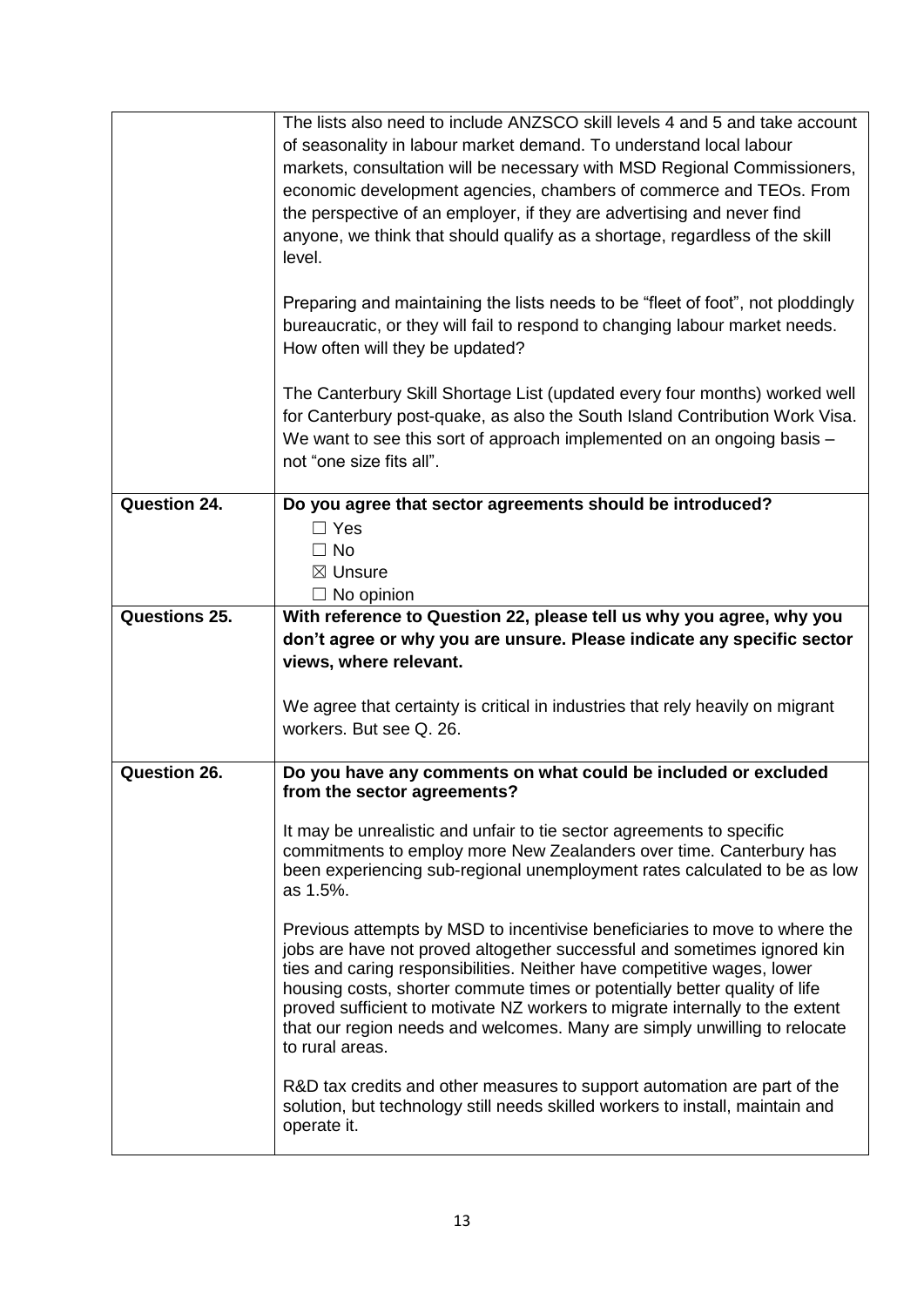| | |
|---|---|
| | The lists also need to include ANZSCO skill levels 4 and 5 and take account of seasonality in labour market demand. To understand local labour markets, consultation will be necessary with MSD Regional Commissioners, economic development agencies, chambers of commerce and TEOs. From the perspective of an employer, if they are advertising and never find anyone, we think that should qualify as a shortage, regardless of the skill level.<br><br>Preparing and maintaining the lists needs to be "fleet of foot", not ploddingly bureaucratic, or they will fail to respond to changing labour market needs. How often will they be updated?<br><br>The Canterbury Skill Shortage List (updated every four months) worked well for Canterbury post-quake, as also the South Island Contribution Work Visa. We want to see this sort of approach implemented on an ongoing basis – not "one size fits all". |
| **Question 24.** | **Do you agree that sector agreements should be introduced?**<br>☐ Yes<br>☐ No<br>☒ Unsure<br>☐ No opinion |
| **Questions 25.** | **With reference to Question 22, please tell us why you agree, why you don't agree or why you are unsure. Please indicate any specific sector views, where relevant.**<br><br>We agree that certainty is critical in industries that rely heavily on migrant workers. But see Q. 26. |
| **Question 26.** | **Do you have any comments on what could be included or excluded from the sector agreements?**<br><br>It may be unrealistic and unfair to tie sector agreements to specific commitments to employ more New Zealanders over time. Canterbury has been experiencing sub-regional unemployment rates calculated to be as low as 1.5%.<br><br>Previous attempts by MSD to incentivise beneficiaries to move to where the jobs are have not proved altogether successful and sometimes ignored kin ties and caring responsibilities. Neither have competitive wages, lower housing costs, shorter commute times or potentially better quality of life proved sufficient to motivate NZ workers to migrate internally to the extent that our region needs and welcomes. Many are simply unwilling to relocate to rural areas.<br><br>R&D tax credits and other measures to support automation are part of the solution, but technology still needs skilled workers to install, maintain and operate it. |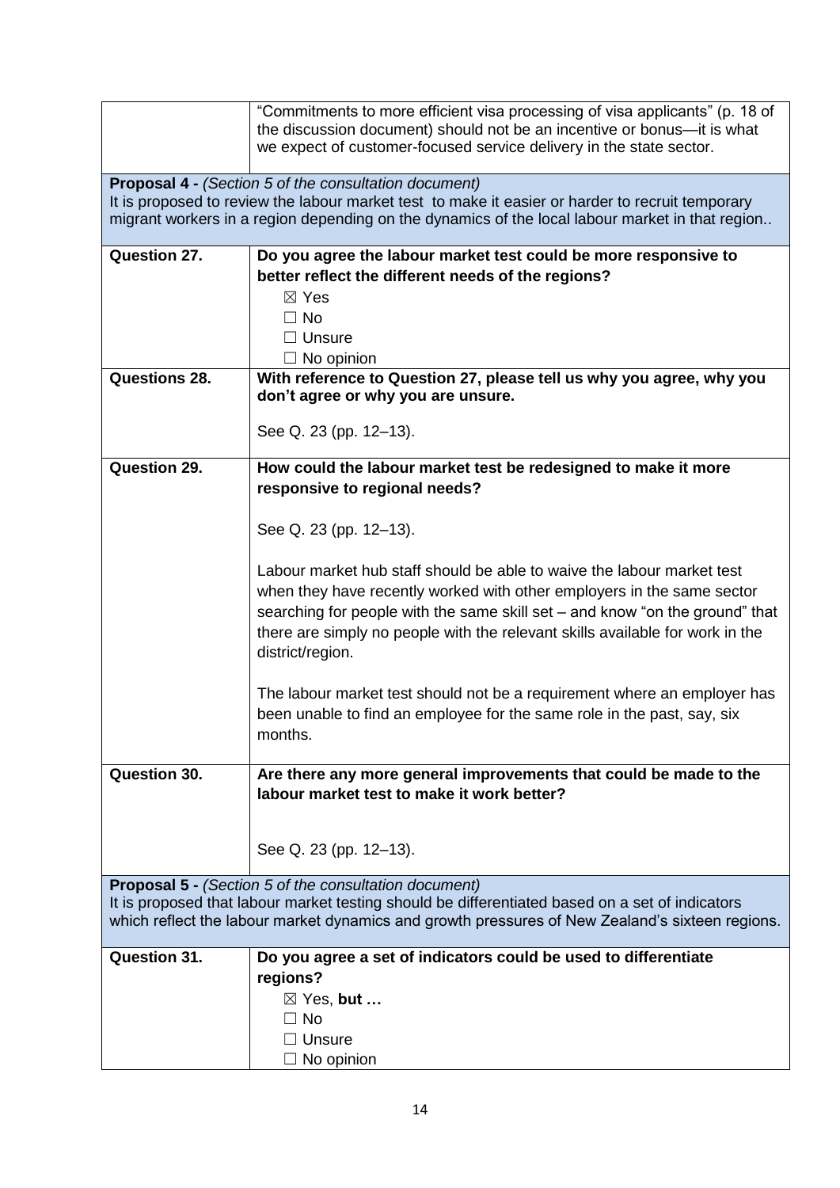| | |
|---|---|
| | "Commitments to more efficient visa processing of visa applicants" (p. 18 of the discussion document) should not be an incentive or bonus—it is what we expect of customer-focused service delivery in the state sector. |
| **Proposal 4 -** *(Section 5 of the consultation document)* It is proposed to review the labour market test to make it easier or harder to recruit temporary migrant workers in a region depending on the dynamics of the local labour market in that region.. | |
| **Question 27.** | **Do you agree the labour market test could be more responsive to better reflect the different needs of the regions?** ☒ Yes ☐ No ☐ Unsure ☐ No opinion |
| **Questions 28.** | **With reference to Question 27, please tell us why you agree, why you don't agree or why you are unsure.** See Q. 23 (pp. 12–13). |
| **Question 29.** | **How could the labour market test be redesigned to make it more responsive to regional needs?** See Q. 23 (pp. 12–13). Labour market hub staff should be able to waive the labour market test when they have recently worked with other employers in the same sector searching for people with the same skill set – and know "on the ground" that there are simply no people with the relevant skills available for work in the district/region. The labour market test should not be a requirement where an employer has been unable to find an employee for the same role in the past, say, six months. |
| **Question 30.** | **Are there any more general improvements that could be made to the labour market test to make it work better?** See Q. 23 (pp. 12–13). |
| **Proposal 5 -** *(Section 5 of the consultation document)* It is proposed that labour market testing should be differentiated based on a set of indicators which reflect the labour market dynamics and growth pressures of New Zealand's sixteen regions. | |
| **Question 31.** | **Do you agree a set of indicators could be used to differentiate regions?** ☒ Yes, **but …** ☐ No ☐ Unsure ☐ No opinion |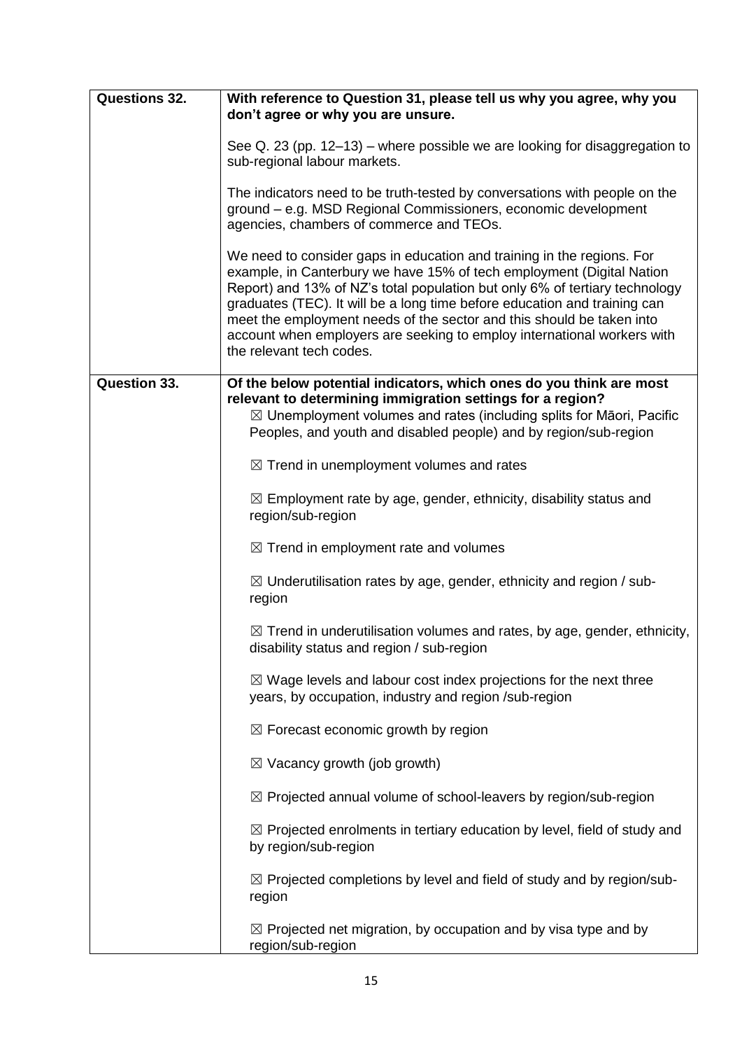| | |
|---|---|
| **Questions 32.** | **With reference to Question 31, please tell us why you agree, why you don't agree or why you are unsure.**<br><br>See Q. 23 (pp. 12–13) – where possible we are looking for disaggregation to sub-regional labour markets.<br><br>The indicators need to be truth-tested by conversations with people on the ground – e.g. MSD Regional Commissioners, economic development agencies, chambers of commerce and TEOs.<br><br>We need to consider gaps in education and training in the regions. For example, in Canterbury we have 15% of tech employment (Digital Nation Report) and 13% of NZ's total population but only 6% of tertiary technology graduates (TEC). It will be a long time before education and training can meet the employment needs of the sector and this should be taken into account when employers are seeking to employ international workers with the relevant tech codes. |
| **Question 33.** | **Of the below potential indicators, which ones do you think are most relevant to determining immigration settings for a region?**<br>☒ Unemployment volumes and rates (including splits for Māori, Pacific Peoples, and youth and disabled people) and by region/sub-region<br><br>☒ Trend in unemployment volumes and rates<br><br>☒ Employment rate by age, gender, ethnicity, disability status and region/sub-region<br><br>☒ Trend in employment rate and volumes<br><br>☒ Underutilisation rates by age, gender, ethnicity and region / sub-region<br><br>☒ Trend in underutilisation volumes and rates, by age, gender, ethnicity, disability status and region / sub-region<br><br>☒ Wage levels and labour cost index projections for the next three years, by occupation, industry and region /sub-region<br><br>☒ Forecast economic growth by region<br><br>☒ Vacancy growth (job growth)<br><br>☒ Projected annual volume of school-leavers by region/sub-region<br><br>☒ Projected enrolments in tertiary education by level, field of study and by region/sub-region<br><br>☒ Projected completions by level and field of study and by region/sub-region<br><br>☒ Projected net migration, by occupation and by visa type and by region/sub-region |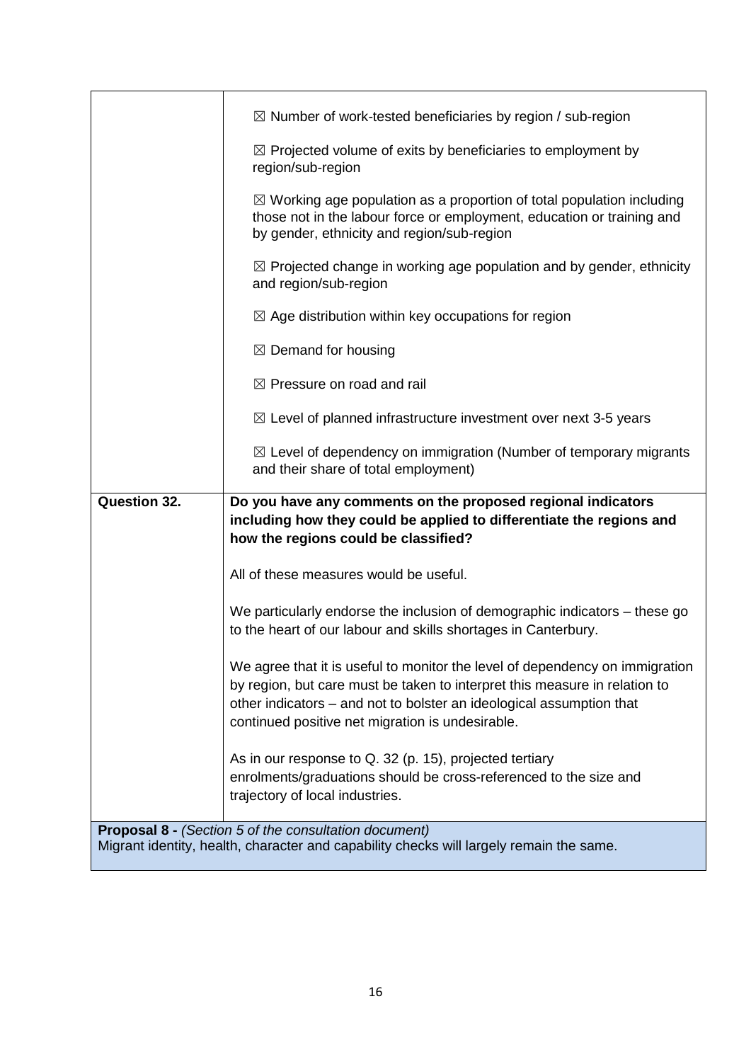| | |
|---|---|
| | ☒ Number of work-tested beneficiaries by region / sub-region<br><br>☒ Projected volume of exits by beneficiaries to employment by region/sub-region<br><br>☒ Working age population as a proportion of total population including those not in the labour force or employment, education or training and by gender, ethnicity and region/sub-region<br><br>☒ Projected change in working age population and by gender, ethnicity and region/sub-region<br><br>☒ Age distribution within key occupations for region<br><br>☒ Demand for housing<br><br>☒ Pressure on road and rail<br><br>☒ Level of planned infrastructure investment over next 3-5 years<br><br>☒ Level of dependency on immigration (Number of temporary migrants and their share of total employment) |
| **Question 32.** | **Do you have any comments on the proposed regional indicators including how they could be applied to differentiate the regions and how the regions could be classified?**<br><br>All of these measures would be useful.<br><br>We particularly endorse the inclusion of demographic indicators – these go to the heart of our labour and skills shortages in Canterbury.<br><br>We agree that it is useful to monitor the level of dependency on immigration by region, but care must be taken to interpret this measure in relation to other indicators – and not to bolster an ideological assumption that continued positive net migration is undesirable.<br><br>As in our response to Q. 32 (p. 15), projected tertiary enrolments/graduations should be cross-referenced to the size and trajectory of local industries. |
| **Proposal 8 -** *(Section 5 of the consultation document)*<br>Migrant identity, health, character and capability checks will largely remain the same. | |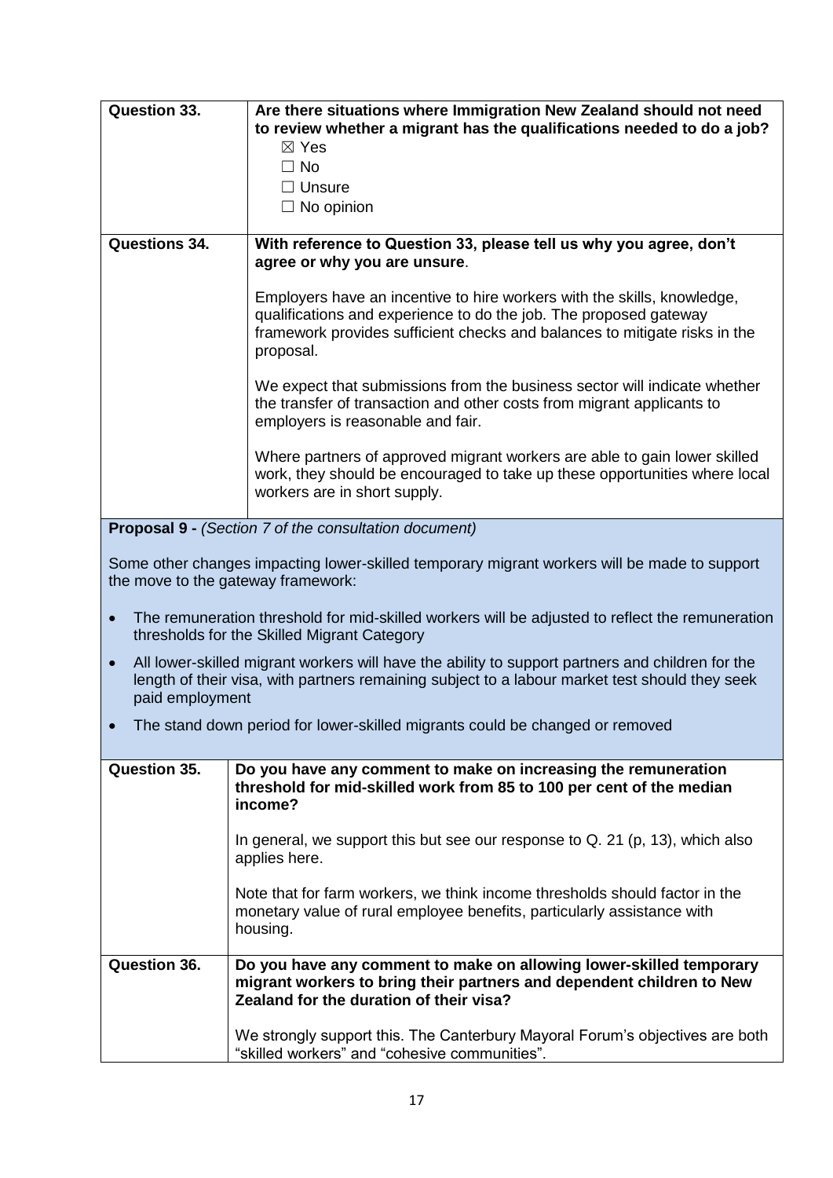| Question 33. | **Are there situations where Immigration New Zealand should not need to review whether a migrant has the qualifications needed to do a job?**<br>☒ Yes<br>☐ No<br>☐ Unsure<br>☐ No opinion |
|---|---|
| **Questions 34.** | **With reference to Question 33, please tell us why you agree, don't agree or why you are unsure**.<br><br>Employers have an incentive to hire workers with the skills, knowledge, qualifications and experience to do the job. The proposed gateway framework provides sufficient checks and balances to mitigate risks in the proposal.<br><br>We expect that submissions from the business sector will indicate whether the transfer of transaction and other costs from migrant applicants to employers is reasonable and fair.<br><br>Where partners of approved migrant workers are able to gain lower skilled work, they should be encouraged to take up these opportunities where local workers are in short supply. |

**Proposal 9 -** *(Section 7 of the consultation document)*

Some other changes impacting lower-skilled temporary migrant workers will be made to support the move to the gateway framework:

- The remuneration threshold for mid-skilled workers will be adjusted to reflect the remuneration thresholds for the Skilled Migrant Category
- All lower-skilled migrant workers will have the ability to support partners and children for the length of their visa, with partners remaining subject to a labour market test should they seek paid employment
- The stand down period for lower-skilled migrants could be changed or removed

| Question 35. | **Do you have any comment to make on increasing the remuneration threshold for mid-skilled work from 85 to 100 per cent of the median income?**<br><br>In general, we support this but see our response to Q. 21 (p, 13), which also applies here.<br><br>Note that for farm workers, we think income thresholds should factor in the monetary value of rural employee benefits, particularly assistance with housing. |
|---|---|
| **Question 36.** | **Do you have any comment to make on allowing lower-skilled temporary migrant workers to bring their partners and dependent children to New Zealand for the duration of their visa?**<br><br>We strongly support this. The Canterbury Mayoral Forum's objectives are both "skilled workers" and "cohesive communities". |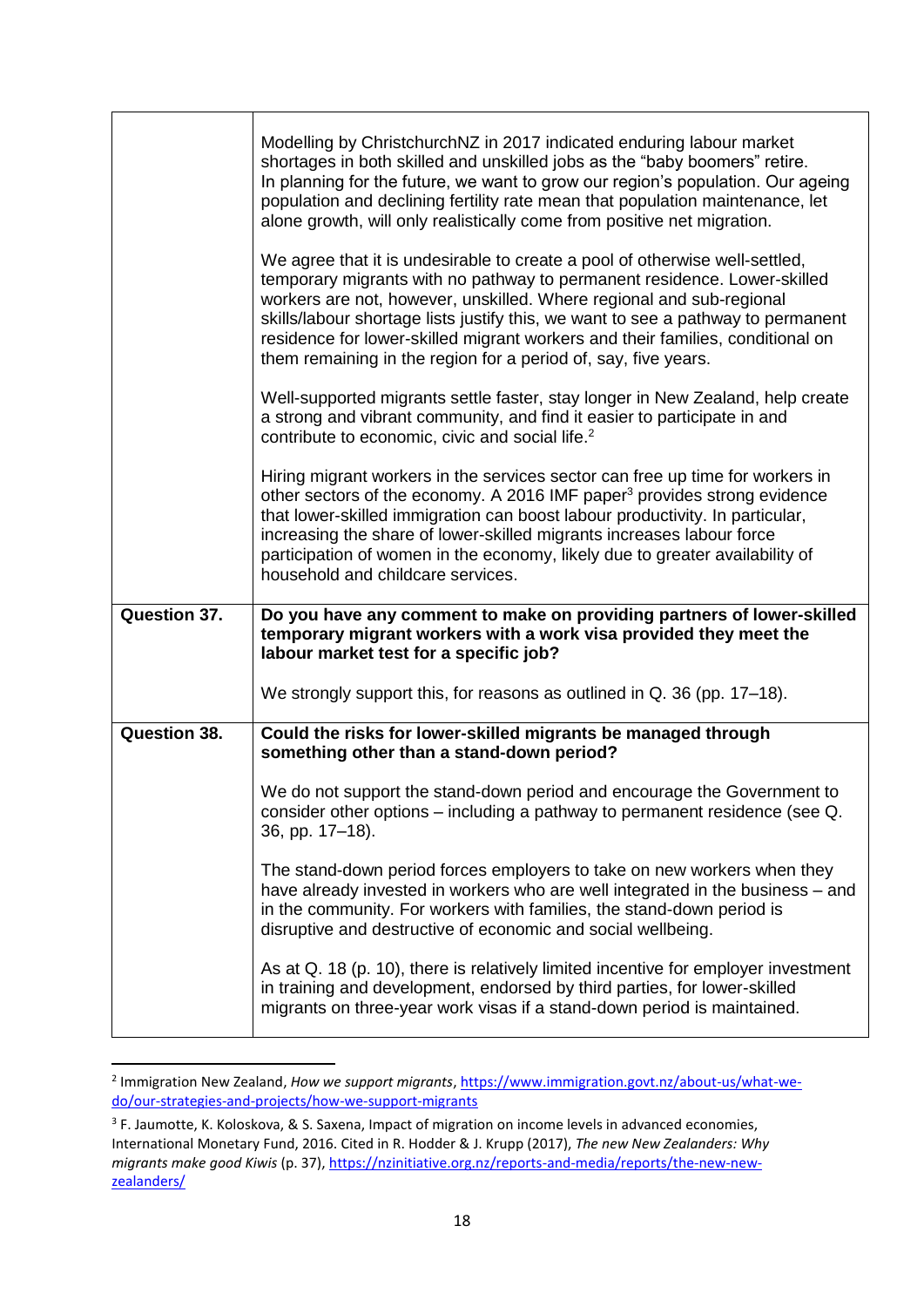| | |
|---|---|
| | Modelling by ChristchurchNZ in 2017 indicated enduring labour market shortages in both skilled and unskilled jobs as the "baby boomers" retire. In planning for the future, we want to grow our region's population. Our ageing population and declining fertility rate mean that population maintenance, let alone growth, will only realistically come from positive net migration.<br><br>We agree that it is undesirable to create a pool of otherwise well-settled, temporary migrants with no pathway to permanent residence. Lower-skilled workers are not, however, unskilled. Where regional and sub-regional skills/labour shortage lists justify this, we want to see a pathway to permanent residence for lower-skilled migrant workers and their families, conditional on them remaining in the region for a period of, say, five years.<br><br>Well-supported migrants settle faster, stay longer in New Zealand, help create a strong and vibrant community, and find it easier to participate in and contribute to economic, civic and social life.[2]<br><br>Hiring migrant workers in the services sector can free up time for workers in other sectors of the economy. A 2016 IMF paper[3] provides strong evidence that lower-skilled immigration can boost labour productivity. In particular, increasing the share of lower-skilled migrants increases labour force participation of women in the economy, likely due to greater availability of household and childcare services. |
| **Question 37.** | **Do you have any comment to make on providing partners of lower-skilled temporary migrant workers with a work visa provided they meet the labour market test for a specific job?**<br><br>We strongly support this, for reasons as outlined in Q. 36 (pp. 17–18). |
| **Question 38.** | **Could the risks for lower-skilled migrants be managed through something other than a stand-down period?**<br><br>We do not support the stand-down period and encourage the Government to consider other options – including a pathway to permanent residence (see Q. 36, pp. 17–18).<br><br>The stand-down period forces employers to take on new workers when they have already invested in workers who are well integrated in the business – and in the community. For workers with families, the stand-down period is disruptive and destructive of economic and social wellbeing.<br><br>As at Q. 18 (p. 10), there is relatively limited incentive for employer investment in training and development, endorsed by third parties, for lower-skilled migrants on three-year work visas if a stand-down period is maintained. |

[2] Immigration New Zealand, *How we support migrants*, https://www.immigration.govt.nz/about-us/what-we-do/our-strategies-and-projects/how-we-support-migrants

[3] F. Jaumotte, K. Koloskova, & S. Saxena, Impact of migration on income levels in advanced economies, International Monetary Fund, 2016. Cited in R. Hodder & J. Krupp (2017), *The new New Zealanders: Why migrants make good Kiwis* (p. 37), https://nzinitiative.org.nz/reports-and-media/reports/the-new-new-zealanders/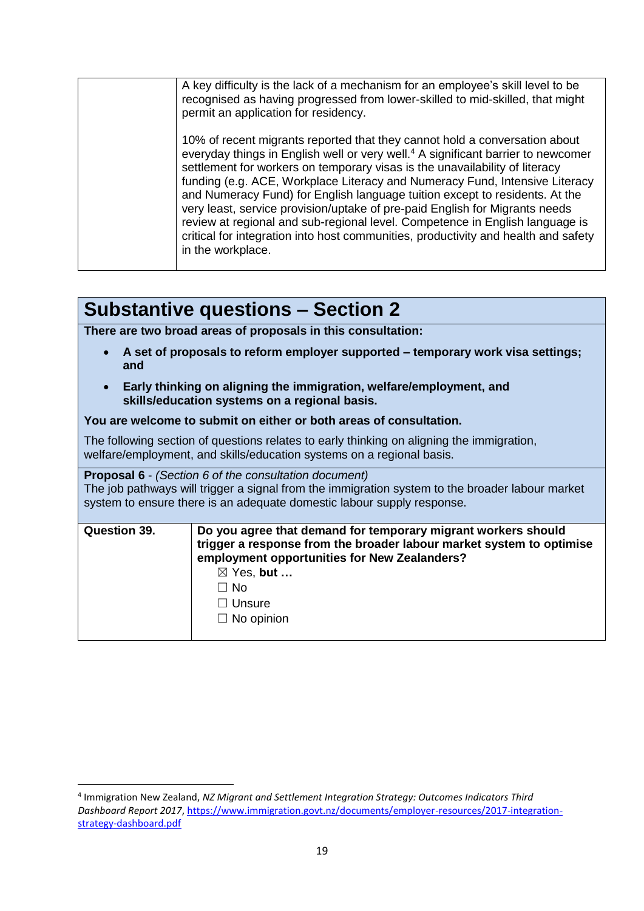| | |
|---|---|
| | A key difficulty is the lack of a mechanism for an employee's skill level to be recognised as having progressed from lower-skilled to mid-skilled, that might permit an application for residency.<br><br>10% of recent migrants reported that they cannot hold a conversation about everyday things in English well or very well.[4] A significant barrier to newcomer settlement for workers on temporary visas is the unavailability of literacy funding (e.g. ACE, Workplace Literacy and Numeracy Fund, Intensive Literacy and Numeracy Fund) for English language tuition except to residents. At the very least, service provision/uptake of pre-paid English for Migrants needs review at regional and sub-regional level. Competence in English language is critical for integration into host communities, productivity and health and safety in the workplace. |

## Substantive questions – Section 2

**There are two broad areas of proposals in this consultation:**

- **A set of proposals to reform employer supported – temporary work visa settings; and**
- **Early thinking on aligning the immigration, welfare/employment, and skills/education systems on a regional basis.**

**You are welcome to submit on either or both areas of consultation.**

The following section of questions relates to early thinking on aligning the immigration, welfare/employment, and skills/education systems on a regional basis.

**Proposal 6** - *(Section 6 of the consultation document)*
The job pathways will trigger a signal from the immigration system to the broader labour market system to ensure there is an adequate domestic labour supply response.

| | |
|---|---|
| **Question 39.** | **Do you agree that demand for temporary migrant workers should trigger a response from the broader labour market system to optimise employment opportunities for New Zealanders?**<br>☒ Yes, **but …**<br>☐ No<br>☐ Unsure<br>☐ No opinion |

[4] Immigration New Zealand, *NZ Migrant and Settlement Integration Strategy: Outcomes Indicators Third Dashboard Report 2017*, https://www.immigration.govt.nz/documents/employer-resources/2017-integration-strategy-dashboard.pdf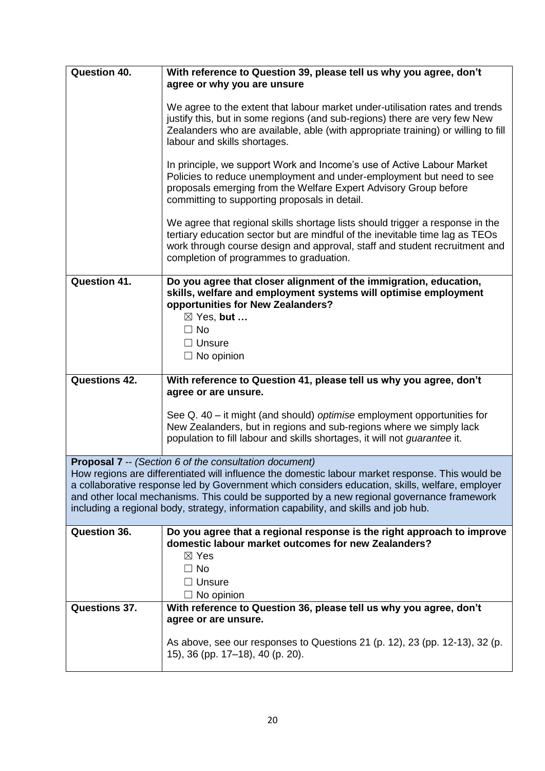| Question 40. | **With reference to Question 39, please tell us why you agree, don't agree or why you are unsure**<br><br>We agree to the extent that labour market under-utilisation rates and trends justify this, but in some regions (and sub-regions) there are very few New Zealanders who are available, able (with appropriate training) or willing to fill labour and skills shortages.<br><br>In principle, we support Work and Income's use of Active Labour Market Policies to reduce unemployment and under-employment but need to see proposals emerging from the Welfare Expert Advisory Group before committing to supporting proposals in detail.<br><br>We agree that regional skills shortage lists should trigger a response in the tertiary education sector but are mindful of the inevitable time lag as TEOs work through course design and approval, staff and student recruitment and completion of programmes to graduation. |
|---|---|
| Question 41. | **Do you agree that closer alignment of the immigration, education, skills, welfare and employment systems will optimise employment opportunities for New Zealanders?**<br>☒ Yes, **but …**<br>☐ No<br>☐ Unsure<br>☐ No opinion |
| Questions 42. | **With reference to Question 41, please tell us why you agree, don't agree or are unsure.**<br><br>See Q. 40 – it might (and should) *optimise* employment opportunities for New Zealanders, but in regions and sub-regions where we simply lack population to fill labour and skills shortages, it will not *guarantee* it. |

**Proposal 7** -- *(Section 6 of the consultation document)*

How regions are differentiated will influence the domestic labour market response. This would be a collaborative response led by Government which considers education, skills, welfare, employer and other local mechanisms. This could be supported by a new regional governance framework including a regional body, strategy, information capability, and skills and job hub.

| Question 36. | **Do you agree that a regional response is the right approach to improve domestic labour market outcomes for new Zealanders?**<br>☒ Yes<br>☐ No<br>☐ Unsure<br>☐ No opinion |
|---|---|
| Questions 37. | **With reference to Question 36, please tell us why you agree, don't agree or are unsure.**<br><br>As above, see our responses to Questions 21 (p. 12), 23 (pp. 12-13), 32 (p. 15), 36 (pp. 17–18), 40 (p. 20). |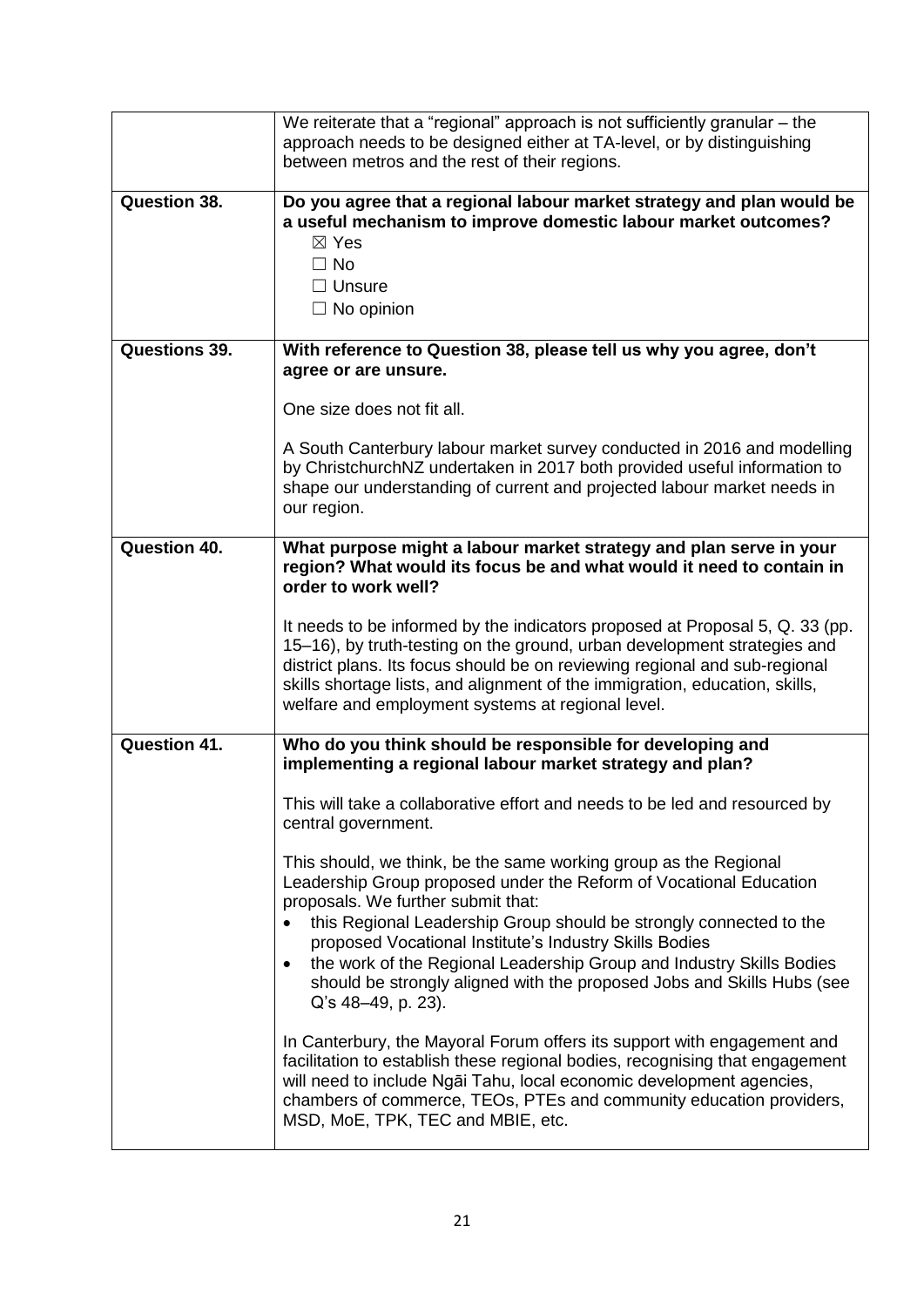| | |
|---|---|
| | We reiterate that a "regional" approach is not sufficiently granular – the approach needs to be designed either at TA-level, or by distinguishing between metros and the rest of their regions. |
| **Question 38.** | **Do you agree that a regional labour market strategy and plan would be a useful mechanism to improve domestic labour market outcomes?**<br>☒ Yes<br>☐ No<br>☐ Unsure<br>☐ No opinion |
| **Questions 39.** | **With reference to Question 38, please tell us why you agree, don't agree or are unsure.**<br><br>One size does not fit all.<br><br>A South Canterbury labour market survey conducted in 2016 and modelling by ChristchurchNZ undertaken in 2017 both provided useful information to shape our understanding of current and projected labour market needs in our region. |
| **Question 40.** | **What purpose might a labour market strategy and plan serve in your region? What would its focus be and what would it need to contain in order to work well?**<br><br>It needs to be informed by the indicators proposed at Proposal 5, Q. 33 (pp. 15–16), by truth-testing on the ground, urban development strategies and district plans. Its focus should be on reviewing regional and sub-regional skills shortage lists, and alignment of the immigration, education, skills, welfare and employment systems at regional level. |
| **Question 41.** | **Who do you think should be responsible for developing and implementing a regional labour market strategy and plan?**<br><br>This will take a collaborative effort and needs to be led and resourced by central government.<br><br>This should, we think, be the same working group as the Regional Leadership Group proposed under the Reform of Vocational Education proposals. We further submit that:<br>• this Regional Leadership Group should be strongly connected to the proposed Vocational Institute's Industry Skills Bodies<br>• the work of the Regional Leadership Group and Industry Skills Bodies should be strongly aligned with the proposed Jobs and Skills Hubs (see Q's 48–49, p. 23).<br><br>In Canterbury, the Mayoral Forum offers its support with engagement and facilitation to establish these regional bodies, recognising that engagement will need to include Ngāi Tahu, local economic development agencies, chambers of commerce, TEOs, PTEs and community education providers, MSD, MoE, TPK, TEC and MBIE, etc. |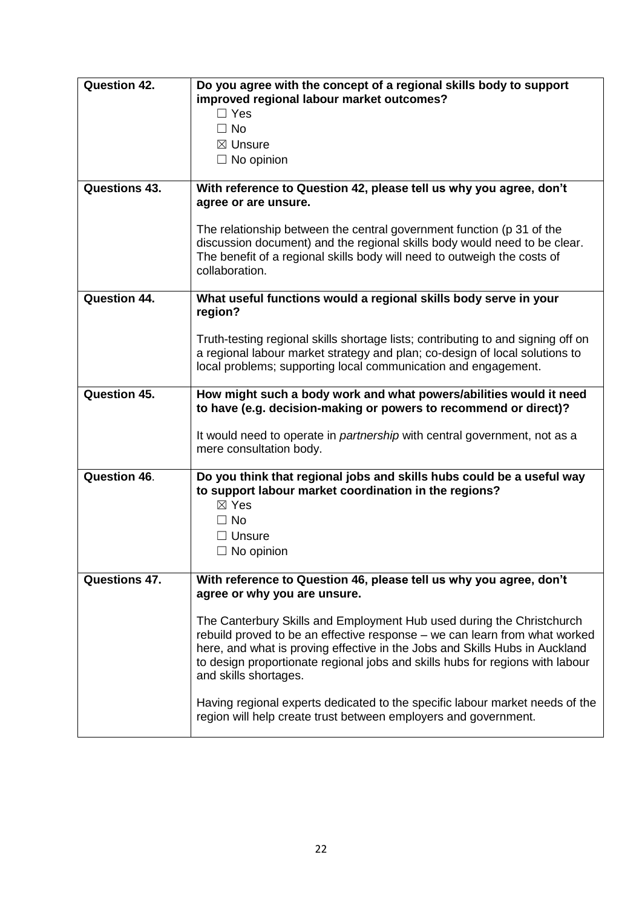| Question 42. | **Do you agree with the concept of a regional skills body to support improved regional labour market outcomes?**<br>☐ Yes<br>☐ No<br>☒ Unsure<br>☐ No opinion |
| --- | --- |
| **Questions 43.** | **With reference to Question 42, please tell us why you agree, don't agree or are unsure.**<br><br>The relationship between the central government function (p 31 of the discussion document) and the regional skills body would need to be clear. The benefit of a regional skills body will need to outweigh the costs of collaboration. |
| **Question 44.** | **What useful functions would a regional skills body serve in your region?**<br><br>Truth-testing regional skills shortage lists; contributing to and signing off on a regional labour market strategy and plan; co-design of local solutions to local problems; supporting local communication and engagement. |
| **Question 45.** | **How might such a body work and what powers/abilities would it need to have (e.g. decision-making or powers to recommend or direct)?**<br><br>It would need to operate in *partnership* with central government, not as a mere consultation body. |
| **Question 46.** | **Do you think that regional jobs and skills hubs could be a useful way to support labour market coordination in the regions?**<br>☒ Yes<br>☐ No<br>☐ Unsure<br>☐ No opinion |
| **Questions 47.** | **With reference to Question 46, please tell us why you agree, don't agree or why you are unsure.**<br><br>The Canterbury Skills and Employment Hub used during the Christchurch rebuild proved to be an effective response – we can learn from what worked here, and what is proving effective in the Jobs and Skills Hubs in Auckland to design proportionate regional jobs and skills hubs for regions with labour and skills shortages.<br><br>Having regional experts dedicated to the specific labour market needs of the region will help create trust between employers and government. |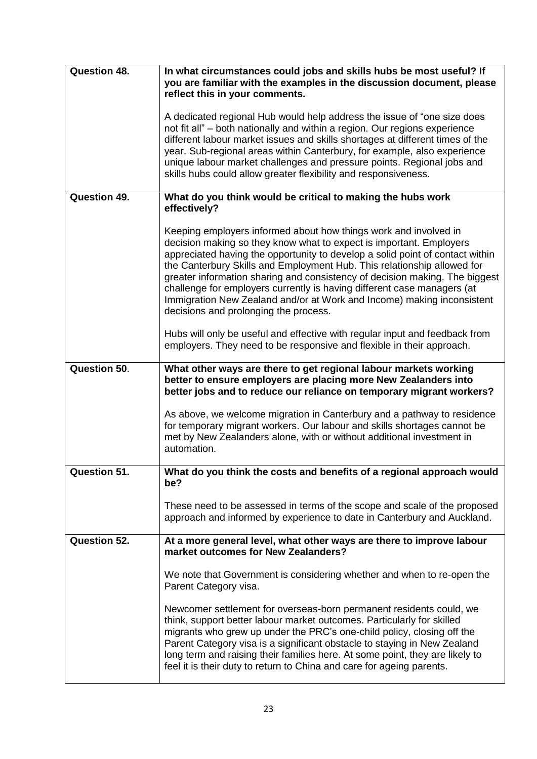| Question 48. | In what circumstances could jobs and skills hubs be most useful? If you are familiar with the examples in the discussion document, please reflect this in your comments. |
|---|---|
| | A dedicated regional Hub would help address the issue of "one size does not fit all" – both nationally and within a region. Our regions experience different labour market issues and skills shortages at different times of the year. Sub-regional areas within Canterbury, for example, also experience unique labour market challenges and pressure points. Regional jobs and skills hubs could allow greater flexibility and responsiveness. |
| **Question 49.** | **What do you think would be critical to making the hubs work effectively?** |
| | Keeping employers informed about how things work and involved in decision making so they know what to expect is important. Employers appreciated having the opportunity to develop a solid point of contact within the Canterbury Skills and Employment Hub. This relationship allowed for greater information sharing and consistency of decision making. The biggest challenge for employers currently is having different case managers (at Immigration New Zealand and/or at Work and Income) making inconsistent decisions and prolonging the process. <br><br> Hubs will only be useful and effective with regular input and feedback from employers. They need to be responsive and flexible in their approach. |
| **Question 50.** | **What other ways are there to get regional labour markets working better to ensure employers are placing more New Zealanders into better jobs and to reduce our reliance on temporary migrant workers?** |
| | As above, we welcome migration in Canterbury and a pathway to residence for temporary migrant workers. Our labour and skills shortages cannot be met by New Zealanders alone, with or without additional investment in automation. |
| **Question 51.** | **What do you think the costs and benefits of a regional approach would be?** |
| | These need to be assessed in terms of the scope and scale of the proposed approach and informed by experience to date in Canterbury and Auckland. |
| **Question 52.** | **At a more general level, what other ways are there to improve labour market outcomes for New Zealanders?** |
| | We note that Government is considering whether and when to re-open the Parent Category visa. <br><br> Newcomer settlement for overseas-born permanent residents could, we think, support better labour market outcomes. Particularly for skilled migrants who grew up under the PRC's one-child policy, closing off the Parent Category visa is a significant obstacle to staying in New Zealand long term and raising their families here. At some point, they are likely to feel it is their duty to return to China and care for ageing parents. |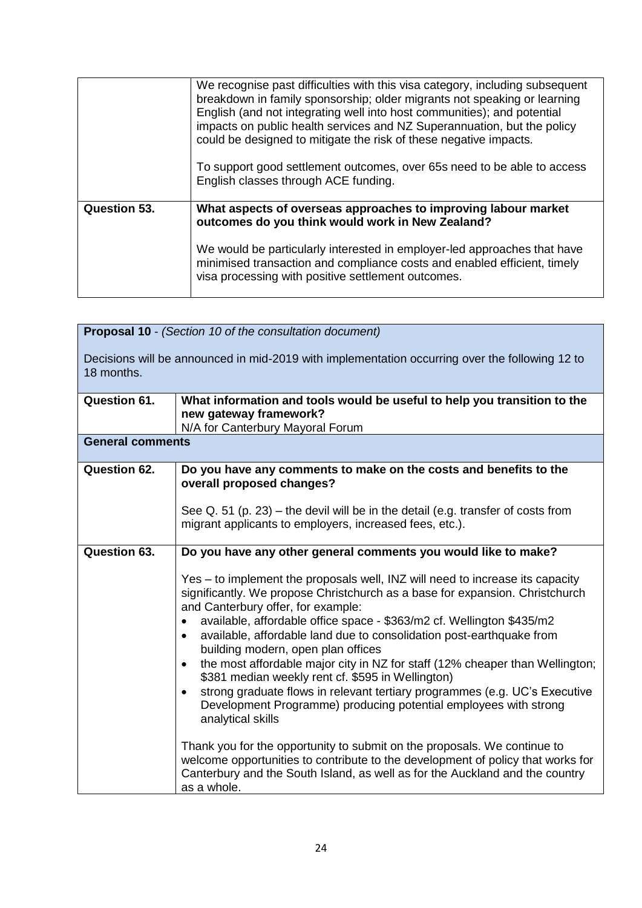| | |
|---|---|
| | We recognise past difficulties with this visa category, including subsequent breakdown in family sponsorship; older migrants not speaking or learning English (and not integrating well into host communities); and potential impacts on public health services and NZ Superannuation, but the policy could be designed to mitigate the risk of these negative impacts.<br><br>To support good settlement outcomes, over 65s need to be able to access English classes through ACE funding. |
| **Question 53.** | **What aspects of overseas approaches to improving labour market outcomes do you think would work in New Zealand?**<br><br>We would be particularly interested in employer-led approaches that have minimised transaction and compliance costs and enabled efficient, timely visa processing with positive settlement outcomes. |

| | |
|---|---|
| **Proposal 10** - *(Section 10 of the consultation document)*<br><br>Decisions will be announced in mid-2019 with implementation occurring over the following 12 to 18 months. | |
| **Question 61.** | **What information and tools would be useful to help you transition to the new gateway framework?**<br>N/A for Canterbury Mayoral Forum |
| **General comments** | |
| **Question 62.** | **Do you have any comments to make on the costs and benefits to the overall proposed changes?**<br><br>See Q. 51 (p. 23) – the devil will be in the detail (e.g. transfer of costs from migrant applicants to employers, increased fees, etc.). |
| **Question 63.** | **Do you have any other general comments you would like to make?**<br><br>Yes – to implement the proposals well, INZ will need to increase its capacity significantly. We propose Christchurch as a base for expansion. Christchurch and Canterbury offer, for example:<br>• available, affordable office space - \$363/m2 cf. Wellington \$435/m2<br>• available, affordable land due to consolidation post-earthquake from building modern, open plan offices<br>• the most affordable major city in NZ for staff (12% cheaper than Wellington; \$381 median weekly rent cf. \$595 in Wellington)<br>• strong graduate flows in relevant tertiary programmes (e.g. UC's Executive Development Programme) producing potential employees with strong analytical skills<br><br>Thank you for the opportunity to submit on the proposals. We continue to welcome opportunities to contribute to the development of policy that works for Canterbury and the South Island, as well as for the Auckland and the country as a whole. |